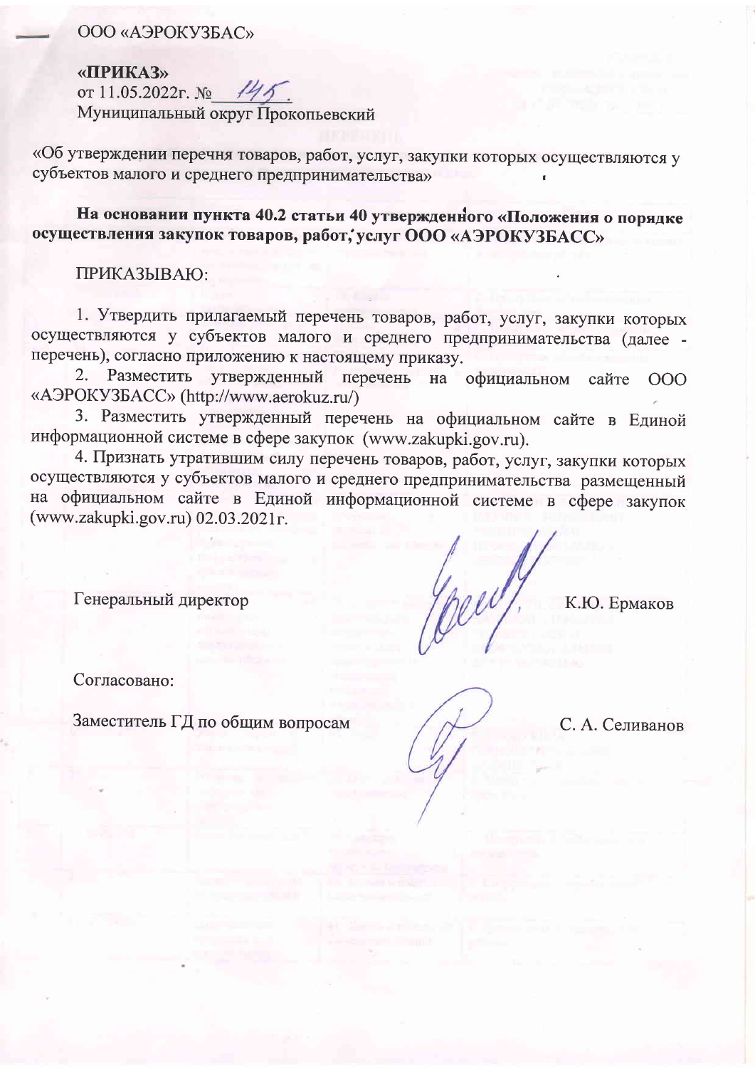ООО «АЭРОКУЗБАС»

**«ПРИКАЗ»**
от 11.05.2022г. № 145.
Муниципальный округ Прокопьевский

«Об утверждении перечня товаров, работ, услуг, закупки которых осуществляются у субъектов малого и среднего предпринимательства»

**На основании пункта 40.2 статьи 40 утвержденного «Положения о порядке осуществления закупок товаров, работ, услуг ООО «АЭРОКУЗБАСС»**

ПРИКАЗЫВАЮ:

1. Утвердить прилагаемый перечень товаров, работ, услуг, закупки которых осуществляются у субъектов малого и среднего предпринимательства (далее - перечень), согласно приложению к настоящему приказу.
2. Разместить утвержденный перечень на официальном сайте ООО «АЭРОКУЗБАСС» (http://www.aerokuz.ru/)
3. Разместить утвержденный перечень на официальном сайте в Единой информационной системе в сфере закупок (www.zakupki.gov.ru).
4. Признать утратившим силу перечень товаров, работ, услуг, закупки которых осуществляются у субъектов малого и среднего предпринимательства размещенный на официальном сайте в Единой информационной системе в сфере закупок (www.zakupki.gov.ru) 02.03.2021г.

Генеральный директор К.Ю. Ермаков

Согласовано:

Заместитель ГД по общим вопросам С. А. Селиванов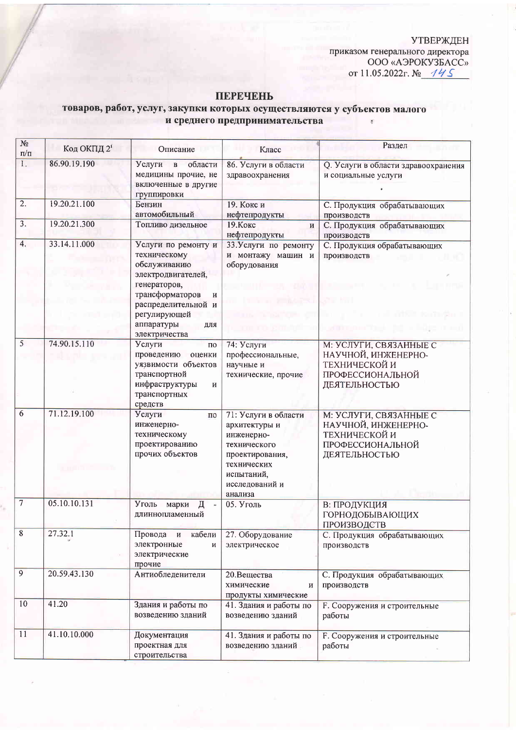УТВЕРЖДЕН
приказом генерального директора
ООО «АЭРОКУЗБАСС»
от 11.05.2022г. № 145

## ПЕРЕЧЕНЬ

### товаров, работ, услуг, закупки которых осуществляются у субъектов малого и среднего предпринимательства

| № п/п | Код ОКПД 2[1] | Описание | Класс | Раздел |
|---|---|---|---|---|
| 1. | 86.90.19.190 | Услуги в области медицины прочие, не включенные в другие группировки | 86. Услуги в области здравоохранения | Q. Услуги в области здравоохранения и социальные услуги |
| 2. | 19.20.21.100 | Бензин автомобильный | 19. Кокс и нефтепродукты | С. Продукция обрабатывающих производств |
| 3. | 19.20.21.300 | Топливо дизельное | 19.Кокс и нефтепродукты | С. Продукция обрабатывающих производств |
| 4. | 33.14.11.000 | Услуги по ремонту и техническому обслуживанию электродвигателей, генераторов, трансформаторов и распределительной и регулирующей аппаратуры для электричества | 33.Услуги по ремонту и монтажу машин и оборудования | С. Продукция обрабатывающих производств |
| 5 | 74.90.15.110 | Услуги по проведению оценки уязвимости объектов транспортной инфраструктуры и транспортных средств | 74: Услуги профессиональные, научные и технические, прочие | М: УСЛУГИ, СВЯЗАННЫЕ С НАУЧНОЙ, ИНЖЕНЕРНО-ТЕХНИЧЕСКОЙ И ПРОФЕССИОНАЛЬНОЙ ДЕЯТЕЛЬНОСТЬЮ |
| 6 | 71.12.19.100 | Услуги по инженерно-техническому проектированию прочих объектов | 71: Услуги в области архитектуры и инженерно-технического проектирования, технических испытаний, исследований и анализа | М: УСЛУГИ, СВЯЗАННЫЕ С НАУЧНОЙ, ИНЖЕНЕРНО-ТЕХНИЧЕСКОЙ И ПРОФЕССИОНАЛЬНОЙ ДЕЯТЕЛЬНОСТЬЮ |
| 7 | 05.10.10.131 | Уголь марки Д - длиннопламенный | 05. Уголь | B: ПРОДУКЦИЯ ГОРНОДОБЫВАЮЩИХ ПРОИЗВОДСТВ |
| 8 | 27.32.1 | Провода и кабели электронные и электрические прочие | 27. Оборудование электрическое | С. Продукция обрабатывающих производств |
| 9 | 20.59.43.130 | Антиобледенители | 20.Вещества химические и продукты химические | С. Продукция обрабатывающих производств |
| 10 | 41.20 | Здания и работы по возведению зданий | 41. Здания и работы по возведению зданий | F. Сооружения и строительные работы |
| 11 | 41.10.10.000 | Документация проектная для строительства | 41. Здания и работы по возведению зданий | F. Сооружения и строительные работы |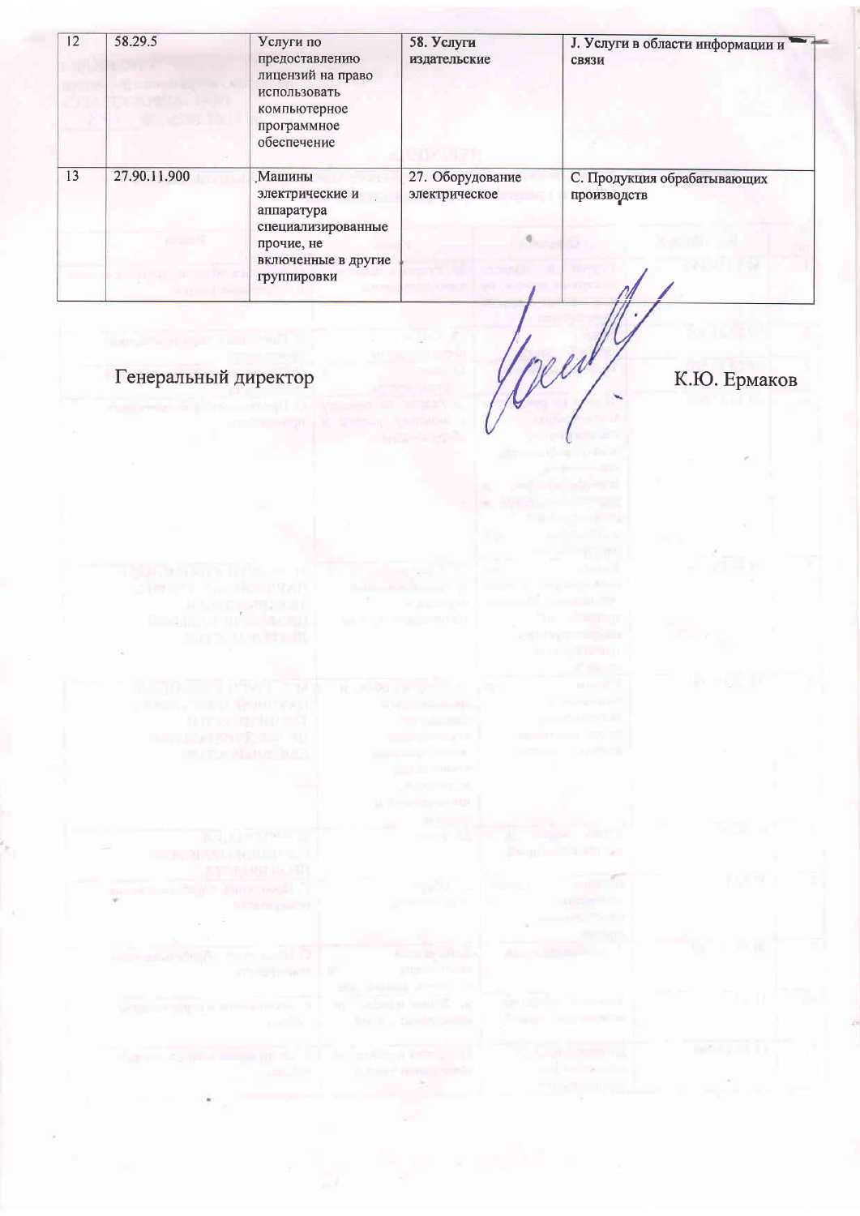| | | | | |
|---|---|---|---|---|
| 12 | 58.29.5 | Услуги по предоставлению лицензий на право использовать компьютерное программное обеспечение | 58. Услуги издательские | J. Услуги в области информации и связи |
| 13 | 27.90.11.900 | Машины электрические и аппаратура специализированные прочие, не включенные в другие группировки | 27. Оборудование электрическое | С. Продукция обрабатывающих производств |

Генеральный директор К.Ю. Ермаков